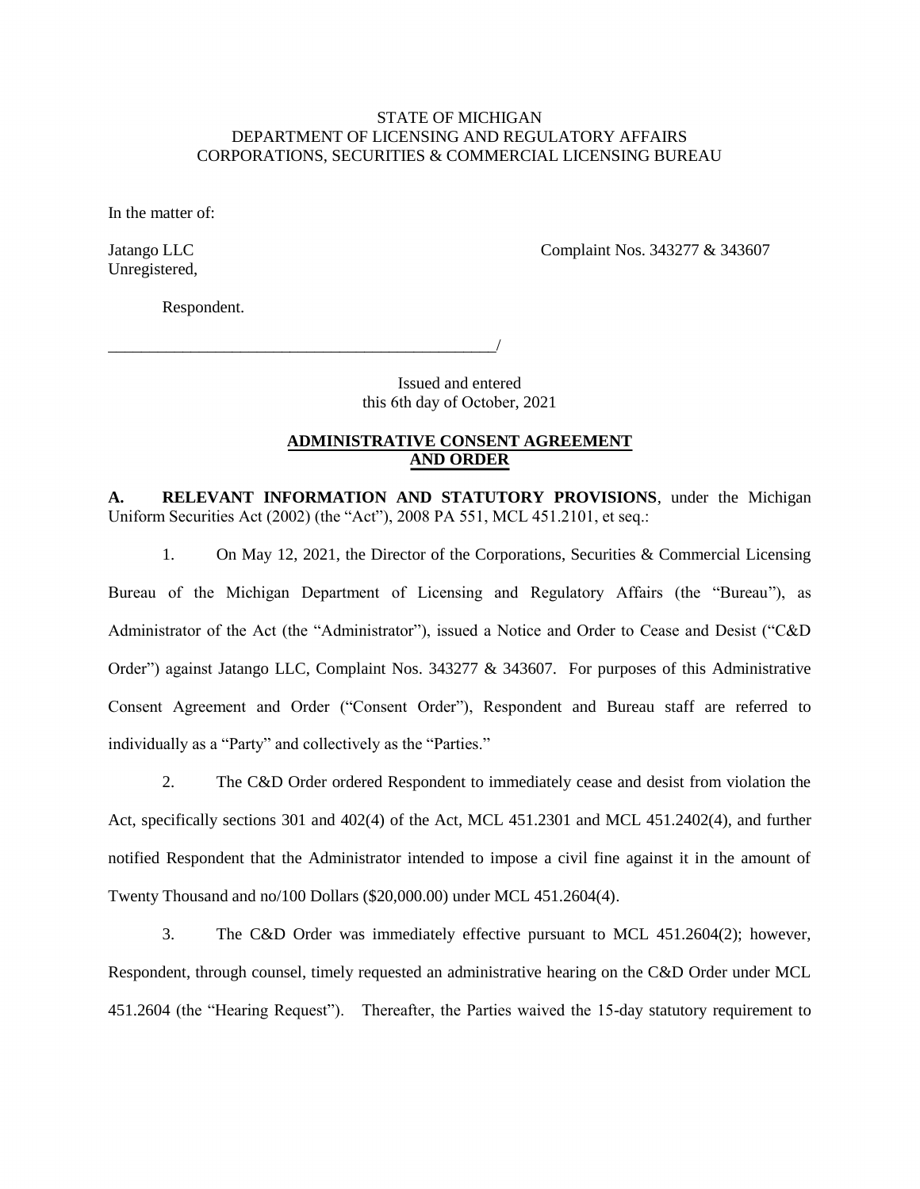STATE OF MICHIGAN
DEPARTMENT OF LICENSING AND REGULATORY AFFAIRS
CORPORATIONS, SECURITIES & COMMERCIAL LICENSING BUREAU

In the matter of:

Jatango LLC
Unregistered,

Complaint Nos. 343277 & 343607

Respondent.

_______________________________________________/

Issued and entered
this 6th day of October, 2021

**ADMINISTRATIVE CONSENT AGREEMENT AND ORDER**

**A. RELEVANT INFORMATION AND STATUTORY PROVISIONS**, under the Michigan Uniform Securities Act (2002) (the "Act"), 2008 PA 551, MCL 451.2101, et seq.:

1. On May 12, 2021, the Director of the Corporations, Securities & Commercial Licensing Bureau of the Michigan Department of Licensing and Regulatory Affairs (the "Bureau"), as Administrator of the Act (the "Administrator"), issued a Notice and Order to Cease and Desist ("C&D Order") against Jatango LLC, Complaint Nos. 343277 & 343607. For purposes of this Administrative Consent Agreement and Order ("Consent Order"), Respondent and Bureau staff are referred to individually as a "Party" and collectively as the "Parties."

2. The C&D Order ordered Respondent to immediately cease and desist from violation the Act, specifically sections 301 and 402(4) of the Act, MCL 451.2301 and MCL 451.2402(4), and further notified Respondent that the Administrator intended to impose a civil fine against it in the amount of Twenty Thousand and no/100 Dollars ($20,000.00) under MCL 451.2604(4).

3. The C&D Order was immediately effective pursuant to MCL 451.2604(2); however, Respondent, through counsel, timely requested an administrative hearing on the C&D Order under MCL 451.2604 (the "Hearing Request"). Thereafter, the Parties waived the 15-day statutory requirement to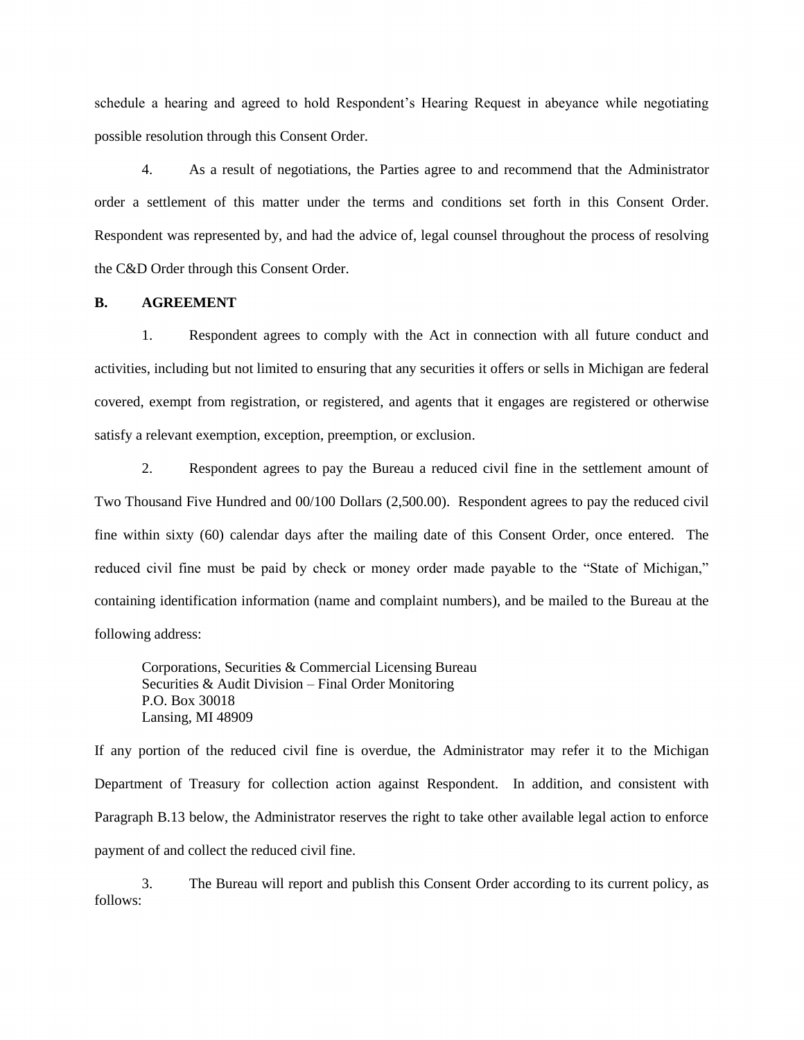schedule a hearing and agreed to hold Respondent's Hearing Request in abeyance while negotiating possible resolution through this Consent Order.

4. As a result of negotiations, the Parties agree to and recommend that the Administrator order a settlement of this matter under the terms and conditions set forth in this Consent Order. Respondent was represented by, and had the advice of, legal counsel throughout the process of resolving the C&D Order through this Consent Order.

**B. AGREEMENT**

1. Respondent agrees to comply with the Act in connection with all future conduct and activities, including but not limited to ensuring that any securities it offers or sells in Michigan are federal covered, exempt from registration, or registered, and agents that it engages are registered or otherwise satisfy a relevant exemption, exception, preemption, or exclusion.

2. Respondent agrees to pay the Bureau a reduced civil fine in the settlement amount of Two Thousand Five Hundred and 00/100 Dollars (2,500.00). Respondent agrees to pay the reduced civil fine within sixty (60) calendar days after the mailing date of this Consent Order, once entered. The reduced civil fine must be paid by check or money order made payable to the "State of Michigan," containing identification information (name and complaint numbers), and be mailed to the Bureau at the following address:

> Corporations, Securities & Commercial Licensing Bureau
> Securities & Audit Division – Final Order Monitoring
> P.O. Box 30018
> Lansing, MI 48909

If any portion of the reduced civil fine is overdue, the Administrator may refer it to the Michigan Department of Treasury for collection action against Respondent. In addition, and consistent with Paragraph B.13 below, the Administrator reserves the right to take other available legal action to enforce payment of and collect the reduced civil fine.

3. The Bureau will report and publish this Consent Order according to its current policy, as follows: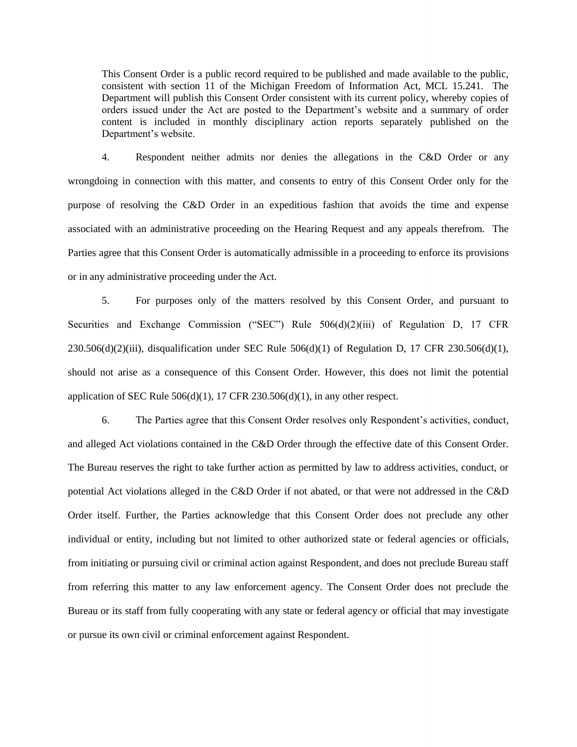This Consent Order is a public record required to be published and made available to the public, consistent with section 11 of the Michigan Freedom of Information Act, MCL 15.241. The Department will publish this Consent Order consistent with its current policy, whereby copies of orders issued under the Act are posted to the Department's website and a summary of order content is included in monthly disciplinary action reports separately published on the Department's website.

4. Respondent neither admits nor denies the allegations in the C&D Order or any wrongdoing in connection with this matter, and consents to entry of this Consent Order only for the purpose of resolving the C&D Order in an expeditious fashion that avoids the time and expense associated with an administrative proceeding on the Hearing Request and any appeals therefrom. The Parties agree that this Consent Order is automatically admissible in a proceeding to enforce its provisions or in any administrative proceeding under the Act.

5. For purposes only of the matters resolved by this Consent Order, and pursuant to Securities and Exchange Commission ("SEC") Rule 506(d)(2)(iii) of Regulation D, 17 CFR 230.506(d)(2)(iii), disqualification under SEC Rule 506(d)(1) of Regulation D, 17 CFR 230.506(d)(1), should not arise as a consequence of this Consent Order. However, this does not limit the potential application of SEC Rule 506(d)(1), 17 CFR 230.506(d)(1), in any other respect.

6. The Parties agree that this Consent Order resolves only Respondent's activities, conduct, and alleged Act violations contained in the C&D Order through the effective date of this Consent Order. The Bureau reserves the right to take further action as permitted by law to address activities, conduct, or potential Act violations alleged in the C&D Order if not abated, or that were not addressed in the C&D Order itself. Further, the Parties acknowledge that this Consent Order does not preclude any other individual or entity, including but not limited to other authorized state or federal agencies or officials, from initiating or pursuing civil or criminal action against Respondent, and does not preclude Bureau staff from referring this matter to any law enforcement agency. The Consent Order does not preclude the Bureau or its staff from fully cooperating with any state or federal agency or official that may investigate or pursue its own civil or criminal enforcement against Respondent.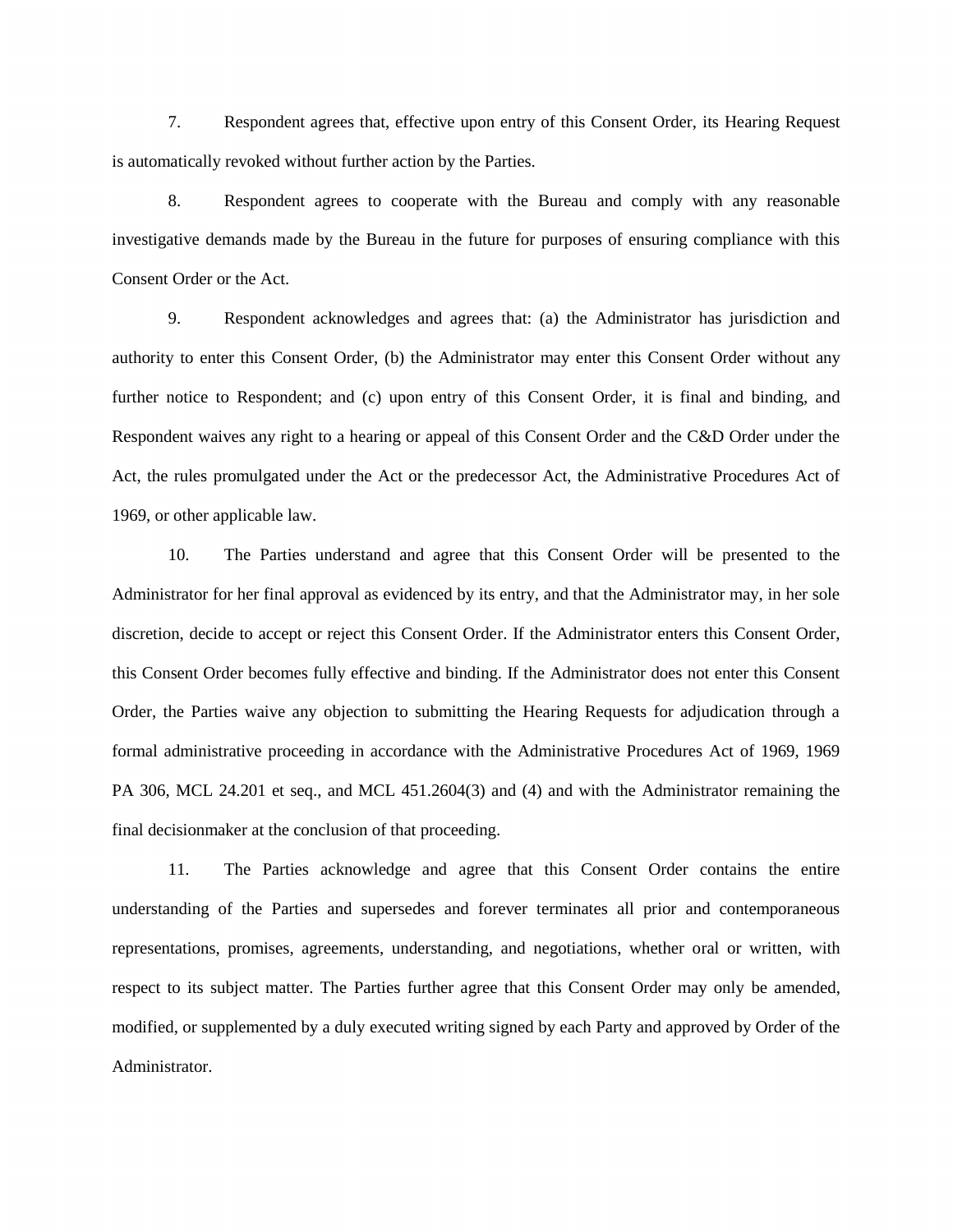7. Respondent agrees that, effective upon entry of this Consent Order, its Hearing Request is automatically revoked without further action by the Parties.

8. Respondent agrees to cooperate with the Bureau and comply with any reasonable investigative demands made by the Bureau in the future for purposes of ensuring compliance with this Consent Order or the Act.

9. Respondent acknowledges and agrees that: (a) the Administrator has jurisdiction and authority to enter this Consent Order, (b) the Administrator may enter this Consent Order without any further notice to Respondent; and (c) upon entry of this Consent Order, it is final and binding, and Respondent waives any right to a hearing or appeal of this Consent Order and the C&D Order under the Act, the rules promulgated under the Act or the predecessor Act, the Administrative Procedures Act of 1969, or other applicable law.

10. The Parties understand and agree that this Consent Order will be presented to the Administrator for her final approval as evidenced by its entry, and that the Administrator may, in her sole discretion, decide to accept or reject this Consent Order. If the Administrator enters this Consent Order, this Consent Order becomes fully effective and binding. If the Administrator does not enter this Consent Order, the Parties waive any objection to submitting the Hearing Requests for adjudication through a formal administrative proceeding in accordance with the Administrative Procedures Act of 1969, 1969 PA 306, MCL 24.201 et seq., and MCL 451.2604(3) and (4) and with the Administrator remaining the final decisionmaker at the conclusion of that proceeding.

11. The Parties acknowledge and agree that this Consent Order contains the entire understanding of the Parties and supersedes and forever terminates all prior and contemporaneous representations, promises, agreements, understanding, and negotiations, whether oral or written, with respect to its subject matter. The Parties further agree that this Consent Order may only be amended, modified, or supplemented by a duly executed writing signed by each Party and approved by Order of the Administrator.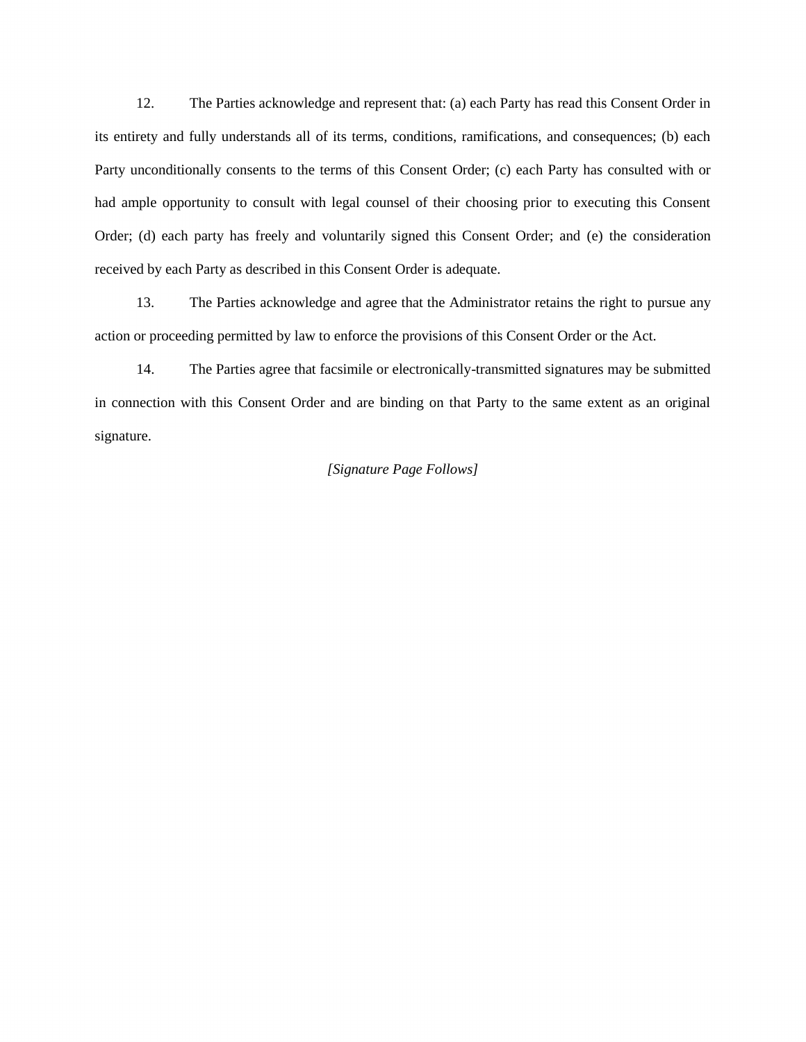12. The Parties acknowledge and represent that: (a) each Party has read this Consent Order in its entirety and fully understands all of its terms, conditions, ramifications, and consequences; (b) each Party unconditionally consents to the terms of this Consent Order; (c) each Party has consulted with or had ample opportunity to consult with legal counsel of their choosing prior to executing this Consent Order; (d) each party has freely and voluntarily signed this Consent Order; and (e) the consideration received by each Party as described in this Consent Order is adequate.

13. The Parties acknowledge and agree that the Administrator retains the right to pursue any action or proceeding permitted by law to enforce the provisions of this Consent Order or the Act.

14. The Parties agree that facsimile or electronically-transmitted signatures may be submitted in connection with this Consent Order and are binding on that Party to the same extent as an original signature.

*[Signature Page Follows]*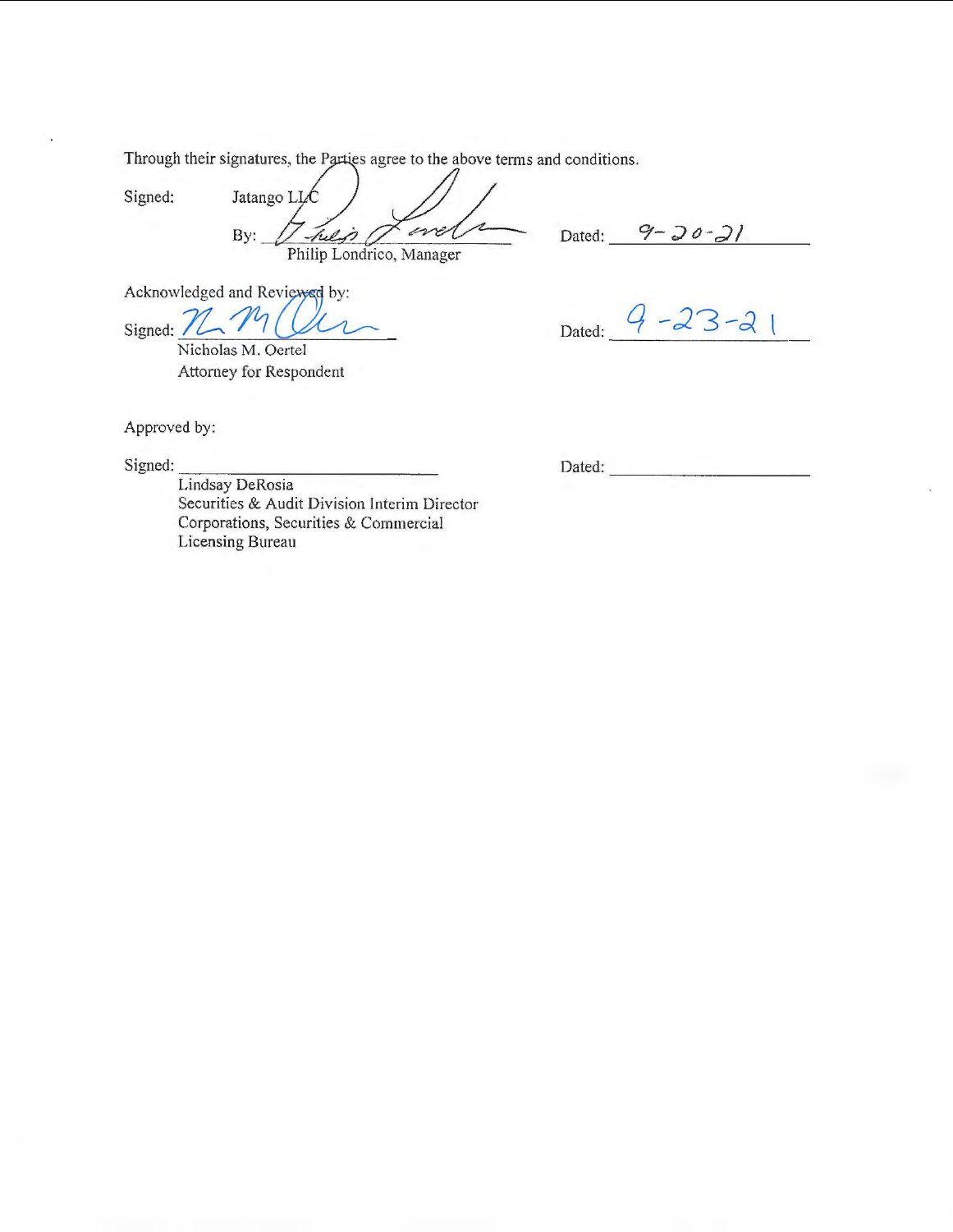Through their signatures, the Parties agree to the above terms and conditions.

Signed: Jatango LLC

By: ______________________ Dated: 9-20-21
Philip Londrico, Manager

Acknowledged and Reviewed by:

Signed: ______________________ Dated: 9-23-21
Nicholas M. Oertel
Attorney for Respondent

Approved by:

Signed: ______________________ Dated: ______________________
Lindsay DeRosia
Securities & Audit Division Interim Director
Corporations, Securities & Commercial
Licensing Bureau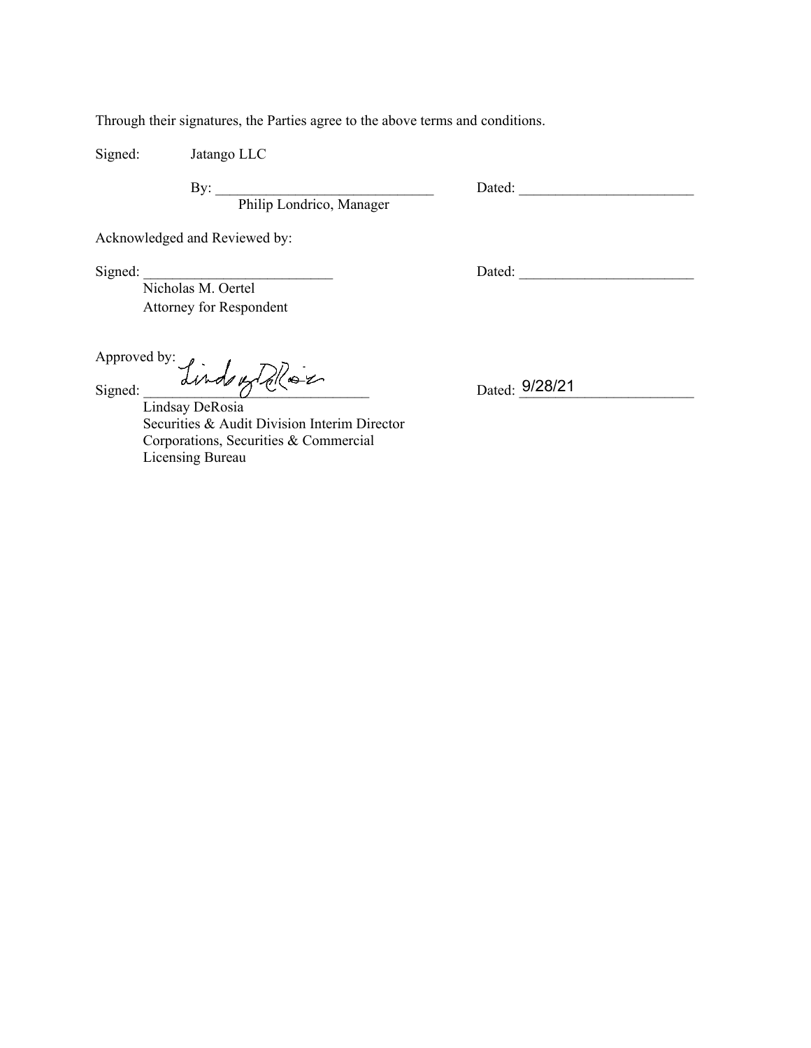Through their signatures, the Parties agree to the above terms and conditions.

Signed: Jatango LLC

By: ______________________________ Dated: ________________________
Philip Londrico, Manager

Acknowledged and Reviewed by:

Signed: __________________________ Dated: ________________________
Nicholas M. Oertel
Attorney for Respondent

Approved by:
Signed: Lindsay DeRosia Dated: 9/28/21
Lindsay DeRosia
Securities & Audit Division Interim Director
Corporations, Securities & Commercial Licensing Bureau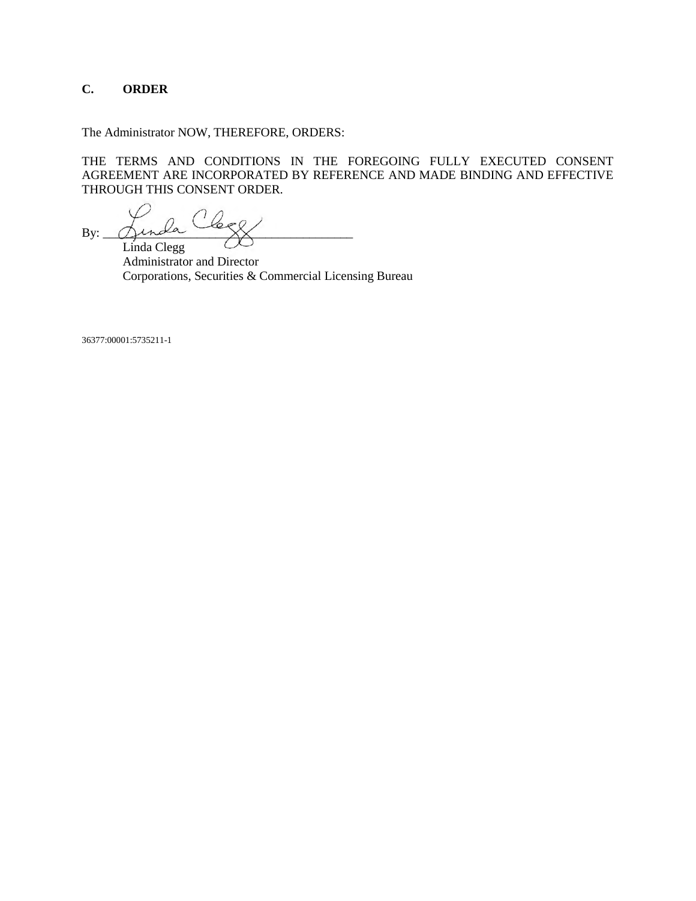## C. ORDER

The Administrator NOW, THEREFORE, ORDERS:

THE TERMS AND CONDITIONS IN THE FOREGOING FULLY EXECUTED CONSENT AGREEMENT ARE INCORPORATED BY REFERENCE AND MADE BINDING AND EFFECTIVE THROUGH THIS CONSENT ORDER.

By: ______________________________________

Linda Clegg
Administrator and Director
Corporations, Securities & Commercial Licensing Bureau

36377:00001:5735211-1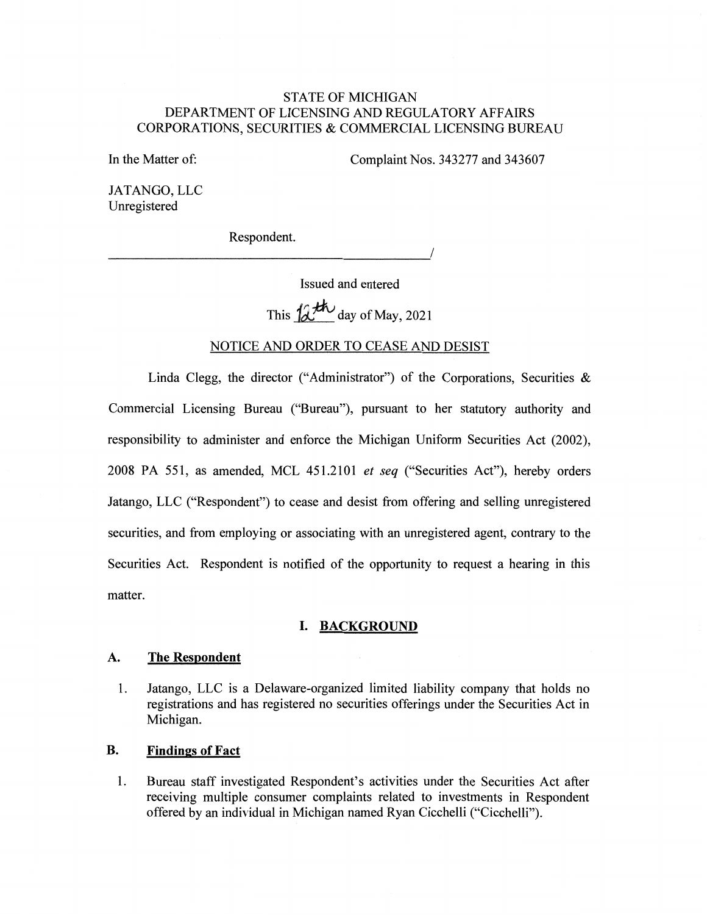STATE OF MICHIGAN
DEPARTMENT OF LICENSING AND REGULATORY AFFAIRS
CORPORATIONS, SECURITIES & COMMERCIAL LICENSING BUREAU

In the Matter of:

Complaint Nos. 343277 and 343607

JATANGO, LLC
Unregistered

Respondent.

_______________________________________________/

Issued and entered

This 12th day of May, 2021

## NOTICE AND ORDER TO CEASE AND DESIST

Linda Clegg, the director ("Administrator") of the Corporations, Securities & Commercial Licensing Bureau ("Bureau"), pursuant to her statutory authority and responsibility to administer and enforce the Michigan Uniform Securities Act (2002), 2008 PA 551, as amended, MCL 451.2101 *et seq* ("Securities Act"), hereby orders Jatango, LLC ("Respondent") to cease and desist from offering and selling unregistered securities, and from employing or associating with an unregistered agent, contrary to the Securities Act. Respondent is notified of the opportunity to request a hearing in this matter.

## I. BACKGROUND

### A. The Respondent

1. Jatango, LLC is a Delaware-organized limited liability company that holds no registrations and has registered no securities offerings under the Securities Act in Michigan.

### B. Findings of Fact

1. Bureau staff investigated Respondent's activities under the Securities Act after receiving multiple consumer complaints related to investments in Respondent offered by an individual in Michigan named Ryan Cicchelli ("Cicchelli").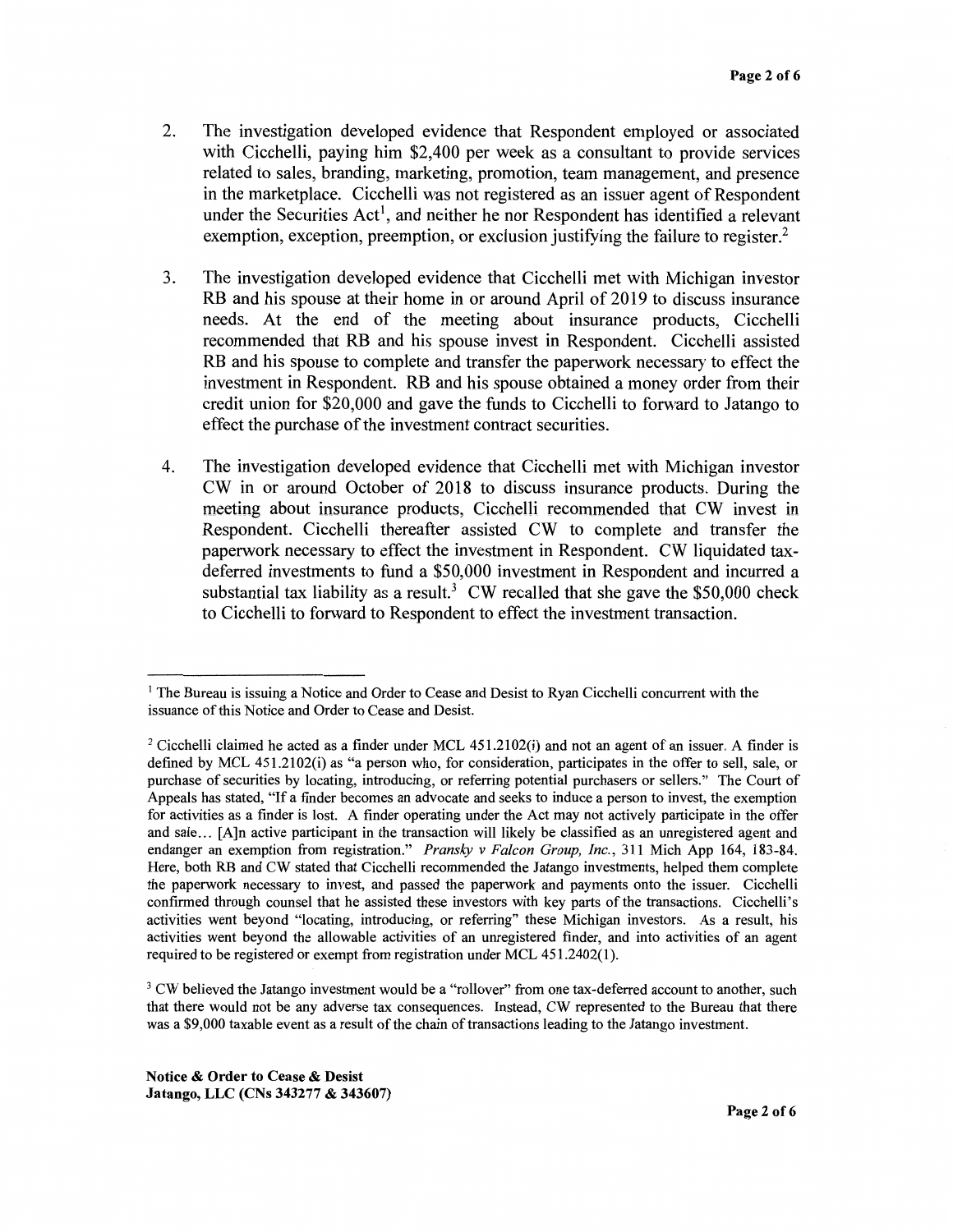2. The investigation developed evidence that Respondent employed or associated with Cicchelli, paying him $2,400 per week as a consultant to provide services related to sales, branding, marketing, promotion, team management, and presence in the marketplace. Cicchelli was not registered as an issuer agent of Respondent under the Securities Act[1], and neither he nor Respondent has identified a relevant exemption, exception, preemption, or exclusion justifying the failure to register.[2]

3. The investigation developed evidence that Cicchelli met with Michigan investor RB and his spouse at their home in or around April of 2019 to discuss insurance needs. At the end of the meeting about insurance products, Cicchelli recommended that RB and his spouse invest in Respondent. Cicchelli assisted RB and his spouse to complete and transfer the paperwork necessary to effect the investment in Respondent. RB and his spouse obtained a money order from their credit union for $20,000 and gave the funds to Cicchelli to forward to Jatango to effect the purchase of the investment contract securities.

4. The investigation developed evidence that Cicchelli met with Michigan investor CW in or around October of 2018 to discuss insurance products. During the meeting about insurance products, Cicchelli recommended that CW invest in Respondent. Cicchelli thereafter assisted CW to complete and transfer the paperwork necessary to effect the investment in Respondent. CW liquidated tax-deferred investments to fund a $50,000 investment in Respondent and incurred a substantial tax liability as a result.[3] CW recalled that she gave the $50,000 check to Cicchelli to forward to Respondent to effect the investment transaction.

---

[1] The Bureau is issuing a Notice and Order to Cease and Desist to Ryan Cicchelli concurrent with the issuance of this Notice and Order to Cease and Desist.

[2] Cicchelli claimed he acted as a finder under MCL 451.2102(i) and not an agent of an issuer. A finder is defined by MCL 451.2102(i) as "a person who, for consideration, participates in the offer to sell, sale, or purchase of securities by locating, introducing, or referring potential purchasers or sellers." The Court of Appeals has stated, "If a finder becomes an advocate and seeks to induce a person to invest, the exemption for activities as a finder is lost. A finder operating under the Act may not actively participate in the offer and sale… [A]n active participant in the transaction will likely be classified as an unregistered agent and endanger an exemption from registration." *Pransky v Falcon Group, Inc.*, 311 Mich App 164, 183-84. Here, both RB and CW stated that Cicchelli recommended the Jatango investments, helped them complete the paperwork necessary to invest, and passed the paperwork and payments onto the issuer. Cicchelli confirmed through counsel that he assisted these investors with key parts of the transactions. Cicchelli's activities went beyond "locating, introducing, or referring" these Michigan investors. As a result, his activities went beyond the allowable activities of an unregistered finder, and into activities of an agent required to be registered or exempt from registration under MCL 451.2402(1).

[3] CW believed the Jatango investment would be a "rollover" from one tax-deferred account to another, such that there would not be any adverse tax consequences. Instead, CW represented to the Bureau that there was a $9,000 taxable event as a result of the chain of transactions leading to the Jatango investment.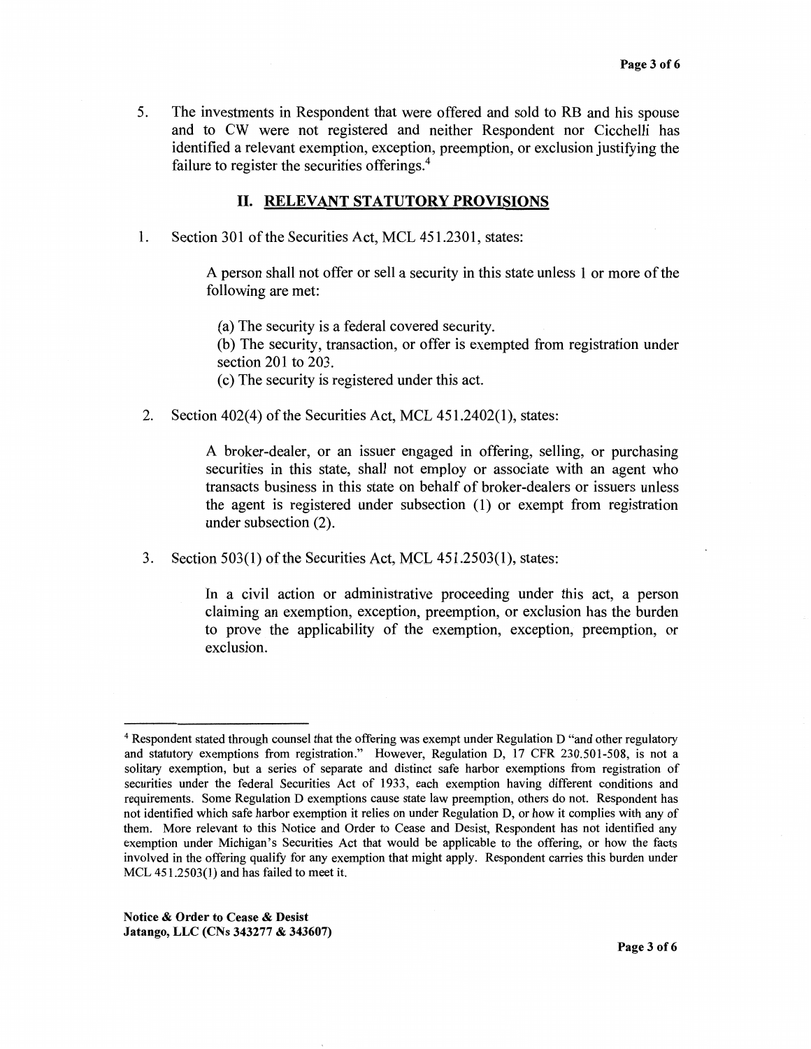5. The investments in Respondent that were offered and sold to RB and his spouse and to CW were not registered and neither Respondent nor Cicchelli has identified a relevant exemption, exception, preemption, or exclusion justifying the failure to register the securities offerings.[4]

## II. RELEVANT STATUTORY PROVISIONS

1. Section 301 of the Securities Act, MCL 451.2301, states:

   > A person shall not offer or sell a security in this state unless 1 or more of the following are met:
   >
   > (a) The security is a federal covered security.
   > (b) The security, transaction, or offer is exempted from registration under section 201 to 203.
   > (c) The security is registered under this act.

2. Section 402(4) of the Securities Act, MCL 451.2402(1), states:

   > A broker-dealer, or an issuer engaged in offering, selling, or purchasing securities in this state, shall not employ or associate with an agent who transacts business in this state on behalf of broker-dealers or issuers unless the agent is registered under subsection (1) or exempt from registration under subsection (2).

3. Section 503(1) of the Securities Act, MCL 451.2503(1), states:

   > In a civil action or administrative proceeding under this act, a person claiming an exemption, exception, preemption, or exclusion has the burden to prove the applicability of the exemption, exception, preemption, or exclusion.

---

[4] Respondent stated through counsel that the offering was exempt under Regulation D "and other regulatory and statutory exemptions from registration." However, Regulation D, 17 CFR 230.501-508, is not a solitary exemption, but a series of separate and distinct safe harbor exemptions from registration of securities under the federal Securities Act of 1933, each exemption having different conditions and requirements. Some Regulation D exemptions cause state law preemption, others do not. Respondent has not identified which safe harbor exemption it relies on under Regulation D, or how it complies with any of them. More relevant to this Notice and Order to Cease and Desist, Respondent has not identified any exemption under Michigan's Securities Act that would be applicable to the offering, or how the facts involved in the offering qualify for any exemption that might apply. Respondent carries this burden under MCL 451.2503(1) and has failed to meet it.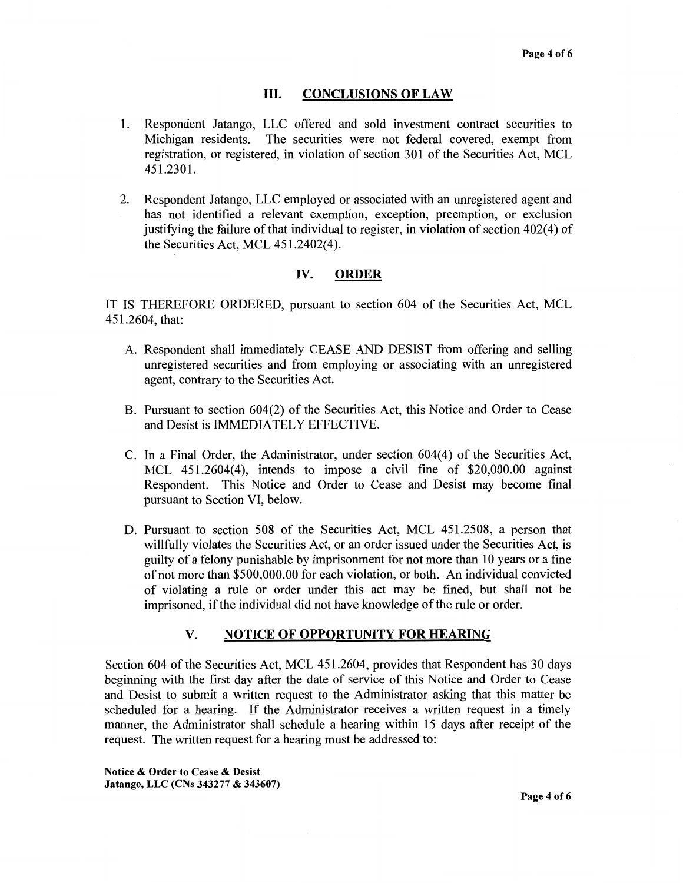## III. CONCLUSIONS OF LAW

1. Respondent Jatango, LLC offered and sold investment contract securities to Michigan residents. The securities were not federal covered, exempt from registration, or registered, in violation of section 301 of the Securities Act, MCL 451.2301.

2. Respondent Jatango, LLC employed or associated with an unregistered agent and has not identified a relevant exemption, exception, preemption, or exclusion justifying the failure of that individual to register, in violation of section 402(4) of the Securities Act, MCL 451.2402(4).

## IV. ORDER

IT IS THEREFORE ORDERED, pursuant to section 604 of the Securities Act, MCL 451.2604, that:

A. Respondent shall immediately CEASE AND DESIST from offering and selling unregistered securities and from employing or associating with an unregistered agent, contrary to the Securities Act.

B. Pursuant to section 604(2) of the Securities Act, this Notice and Order to Cease and Desist is IMMEDIATELY EFFECTIVE.

C. In a Final Order, the Administrator, under section 604(4) of the Securities Act, MCL 451.2604(4), intends to impose a civil fine of $20,000.00 against Respondent. This Notice and Order to Cease and Desist may become final pursuant to Section VI, below.

D. Pursuant to section 508 of the Securities Act, MCL 451.2508, a person that willfully violates the Securities Act, or an order issued under the Securities Act, is guilty of a felony punishable by imprisonment for not more than 10 years or a fine of not more than $500,000.00 for each violation, or both. An individual convicted of violating a rule or order under this act may be fined, but shall not be imprisoned, if the individual did not have knowledge of the rule or order.

## V. NOTICE OF OPPORTUNITY FOR HEARING

Section 604 of the Securities Act, MCL 451.2604, provides that Respondent has 30 days beginning with the first day after the date of service of this Notice and Order to Cease and Desist to submit a written request to the Administrator asking that this matter be scheduled for a hearing. If the Administrator receives a written request in a timely manner, the Administrator shall schedule a hearing within 15 days after receipt of the request. The written request for a hearing must be addressed to: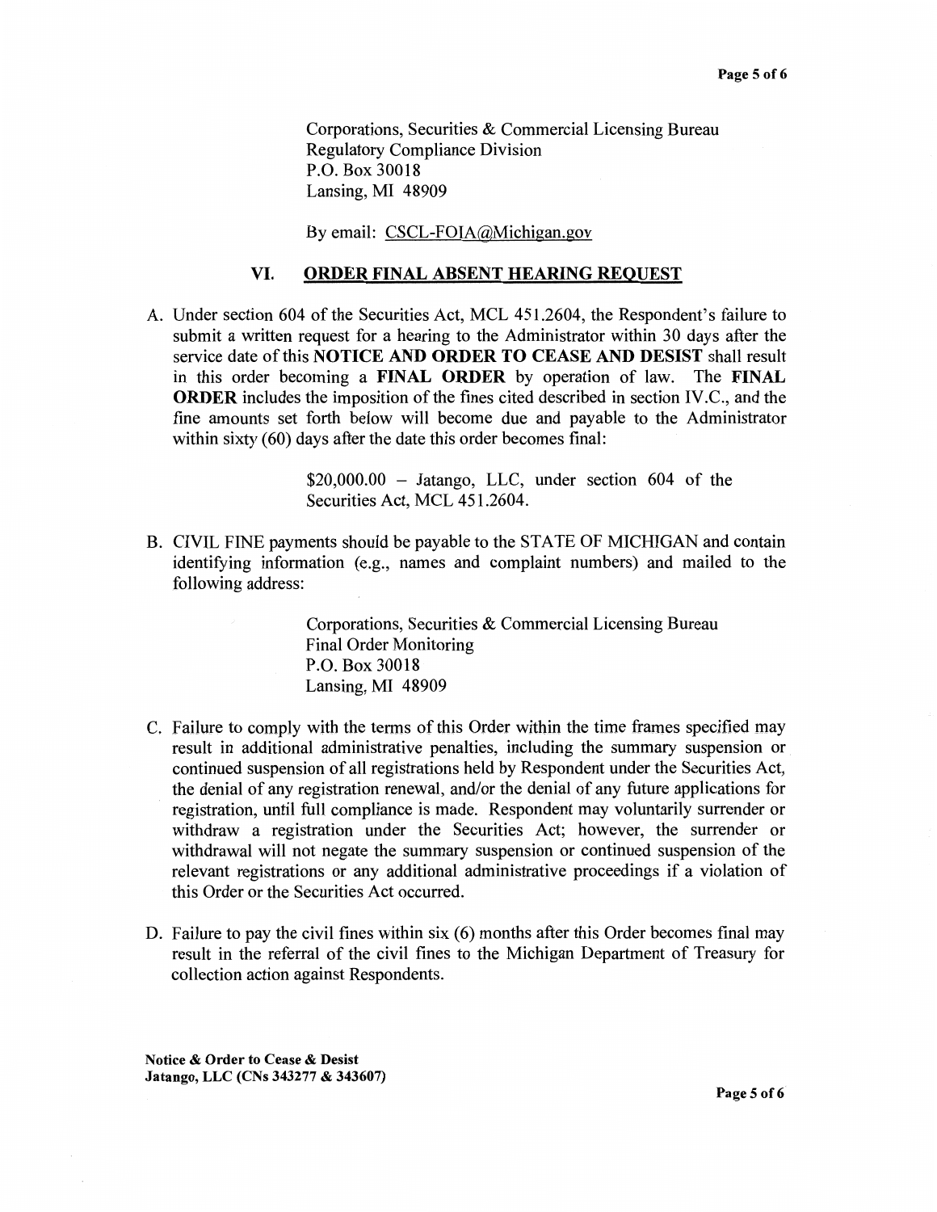Corporations, Securities & Commercial Licensing Bureau
Regulatory Compliance Division
P.O. Box 30018
Lansing, MI 48909

By email: CSCL-FOIA@Michigan.gov

## VI. ORDER FINAL ABSENT HEARING REQUEST

A. Under section 604 of the Securities Act, MCL 451.2604, the Respondent's failure to submit a written request for a hearing to the Administrator within 30 days after the service date of this **NOTICE AND ORDER TO CEASE AND DESIST** shall result in this order becoming a **FINAL ORDER** by operation of law. The **FINAL ORDER** includes the imposition of the fines cited described in section IV.C., and the fine amounts set forth below will become due and payable to the Administrator within sixty (60) days after the date this order becomes final:

> $20,000.00 – Jatango, LLC, under section 604 of the Securities Act, MCL 451.2604.

B. CIVIL FINE payments should be payable to the STATE OF MICHIGAN and contain identifying information (e.g., names and complaint numbers) and mailed to the following address:

> Corporations, Securities & Commercial Licensing Bureau
> Final Order Monitoring
> P.O. Box 30018
> Lansing, MI 48909

C. Failure to comply with the terms of this Order within the time frames specified may result in additional administrative penalties, including the summary suspension or continued suspension of all registrations held by Respondent under the Securities Act, the denial of any registration renewal, and/or the denial of any future applications for registration, until full compliance is made. Respondent may voluntarily surrender or withdraw a registration under the Securities Act; however, the surrender or withdrawal will not negate the summary suspension or continued suspension of the relevant registrations or any additional administrative proceedings if a violation of this Order or the Securities Act occurred.

D. Failure to pay the civil fines within six (6) months after this Order becomes final may result in the referral of the civil fines to the Michigan Department of Treasury for collection action against Respondents.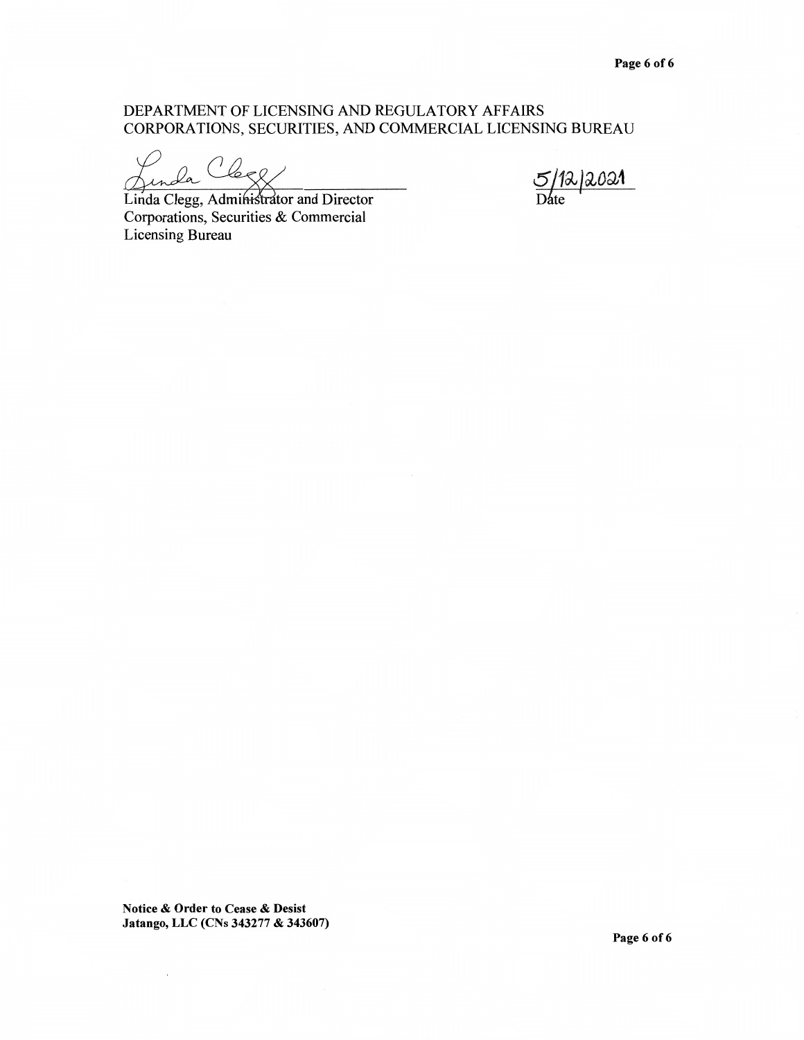DEPARTMENT OF LICENSING AND REGULATORY AFFAIRS
CORPORATIONS, SECURITIES, AND COMMERCIAL LICENSING BUREAU

Linda Clegg

Linda Clegg, Administrator and Director
Corporations, Securities & Commercial
Licensing Bureau

5/12/2021
Date

**Notice & Order to Cease & Desist**
**Jatango, LLC (CNs 343277 & 343607)**